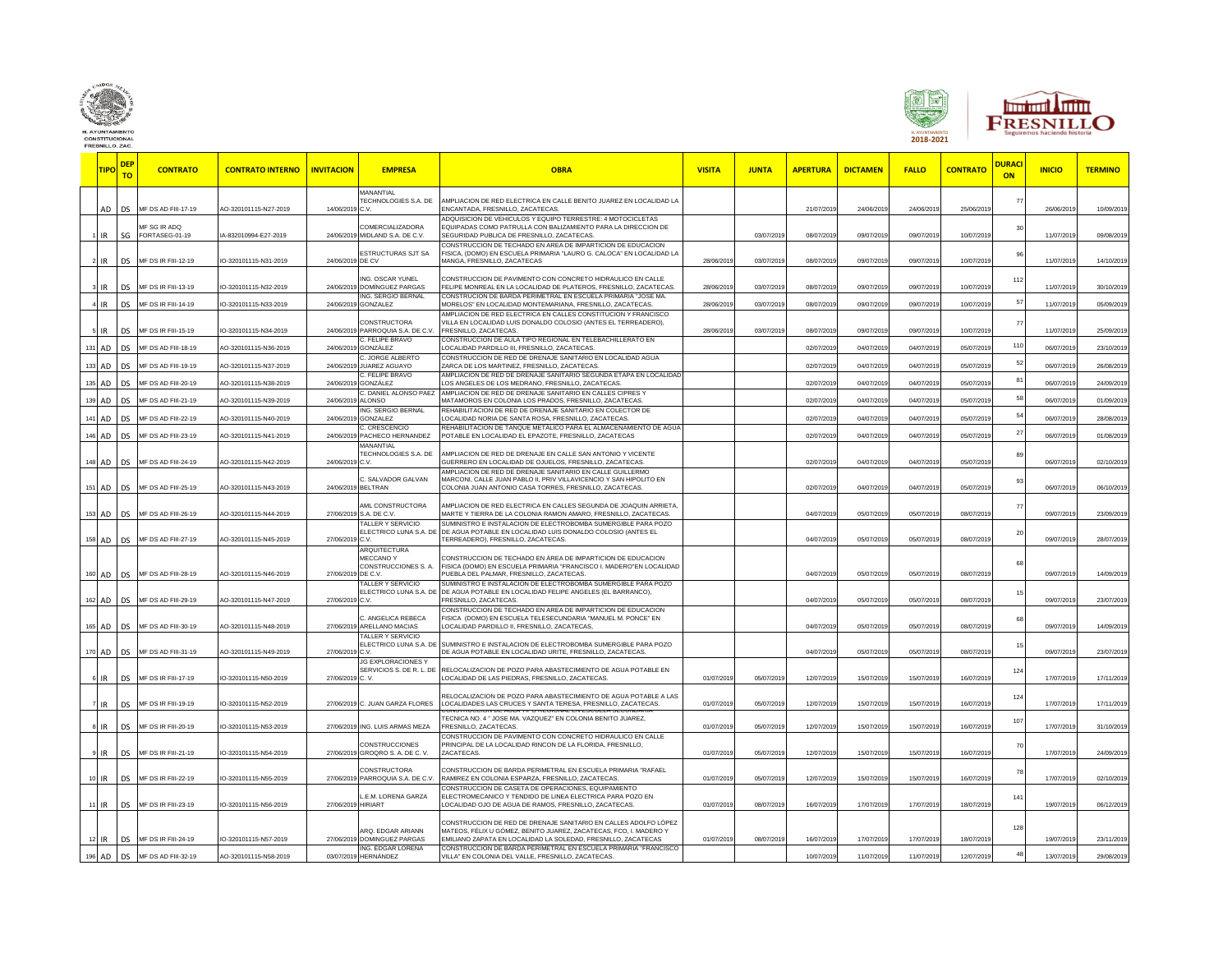H. AYUNTAMIENTO CONSTITUCIONAL FRESNILLO, ZAC.

H. AYUNTAMIENTO 2018-2021

FRESNILLO Seguiremos haciendo historia

| | TIPO | DEPTO | CONTRATO | CONTRATO INTERNO | INVITACION | EMPRESA | OBRA | VISITA | JUNTA | APERTURA | DICTAMEN | FALLO | CONTRATO | DURACION | INICIO | TERMINO |
|---|---|---|---|---|---|---|---|---|---|---|---|---|---|---|---|---|
| | AD | DS | MF DS AD FIII-17-19 | AO-320101115-N27-2019 | 14/06/2019 | MANANTIAL TECHNOLOGIES S.A. DE C.V. | AMPLIACION DE RED ELECTRICA EN CALLE BENITO JUAREZ EN LOCALIDAD LA ENCANTADA, FRESNILLO, ZACATECAS. | | | 21/07/2019 | 24/06/2019 | 24/06/2019 | 25/06/2019 | 77 | 26/06/2019 | 10/09/2019 |
| 1 | IR | SG | MF SG IR ADQ FORTASEG-01-19 | IA-832010994-E27-2019 | 24/06/2019 | COMERCIALIZADORA MIDLAND S.A. DE C.V. | ADQUISICION DE VEHICULOS Y EQUIPO TERRESTRE: 4 MOTOCICLETAS EQUIPADAS COMO PATRULLA CON BALIZAMIENTO PARA LA DIRECCION DE SEGURIDAD PUBLICA DE FRESNILLO, ZACATECAS. | | 03/07/2019 | 08/07/2019 | 09/07/2019 | 09/07/2019 | 10/07/2019 | 30 | 11/07/2019 | 09/08/2019 |
| 2 | IR | DS | MF DS IR FIII-12-19 | IO-320101115-N31-2019 | 24/06/2019 | ESTRUCTURAS SJT SA DE CV | CONSTRUCCION DE TECHADO EN AREA DE IMPARTICION DE EDUCACION FISICA, (DOMO) EN ESCUELA PRIMARIA "LAURO G. CALOCA" EN LOCALIDAD LA MANGA, FRESNILLO, ZACATECAS | 28/06/2019 | 03/07/2019 | 08/07/2019 | 09/07/2019 | 09/07/2019 | 10/07/2019 | 96 | 11/07/2019 | 14/10/2019 |
| 3 | IR | DS | MF DS IR FIII-13-19 | IO-320101115-N32-2019 | 24/06/2019 | ING. OSCAR YUNEL DOMÍNGUEZ PARGAS | CONSTRUCCION DE PAVIMENTO CON CONCRETO HIDRAULICO EN CALLE FELIPE MONREAL EN LA LOCALIDAD DE PLATEROS, FRESNILLO, ZACATECAS. | 28/06/2019 | 03/07/2019 | 08/07/2019 | 09/07/2019 | 09/07/2019 | 10/07/2019 | 112 | 11/07/2019 | 30/10/2019 |
| 4 | IR | DS | MF DS IR FIII-14-19 | IO-320101115-N33-2019 | 24/06/2019 | ING. SERGIO BERNAL GONZALEZ | CONSTRUCION DE BARDA PERIMETRAL EN ESCUELA PRIMARIA "JOSE MA. MORELOS" EN LOCALIDAD MONTEMARIANA, FRESNILLO, ZACATECAS. | 28/06/2019 | 03/07/2019 | 08/07/2019 | 09/07/2019 | 09/07/2019 | 10/07/2019 | 57 | 11/07/2019 | 05/09/2019 |
| 5 | IR | DS | MF DS IR FIII-15-19 | IO-320101115-N34-2019 | 24/06/2019 | CONSTRUCTORA PARROQUIA S.A. DE C.V. | AMPLIACION DE RED ELECTRICA EN CALLES CONSTITUCION Y FRANCISCO VILLA EN LOCALIDAD LUIS DONALDO COLOSIO (ANTES EL TERREADERO), FRESNILLO, ZACATECAS. | 28/06/2019 | 03/07/2019 | 08/07/2019 | 09/07/2019 | 09/07/2019 | 10/07/2019 | 77 | 11/07/2019 | 25/09/2019 |
| 131 | AD | DS | MF DS AD FIII-18-19 | AO-320101115-N36-2019 | 24/06/2019 | C. FELIPE BRAVO GONZÁLEZ | CONSTRUCCION DE AULA TIPO REGIONAL EN TELEBACHILLERATO EN LOCALIDAD PARDILLO III, FRESNILLO, ZACATECAS. | | | 02/07/2019 | 04/07/2019 | 04/07/2019 | 05/07/2019 | 110 | 06/07/2019 | 23/10/2019 |
| 133 | AD | DS | MF DS AD FIII-19-19 | AO-320101115-N37-2019 | 24/06/2019 | C. JORGE ALBERTO JUAREZ AGUAYO | CONSTRUCCION DE RED DE DRENAJE SANITARIO EN LOCALIDAD AGUA ZARCA DE LOS MARTINEZ, FRESNILLO, ZACATECAS. | | | 02/07/2019 | 04/07/2019 | 04/07/2019 | 05/07/2019 | 52 | 06/07/2019 | 26/08/2019 |
| 135 | AD | DS | MF DS AD FIII-20-19 | AO-320101115-N38-2019 | 24/06/2019 | C. FELIPE BRAVO GONZÁLEZ | AMPLIACION DE RED DE DRENAJE SANITARIO SEGUNDA ETAPA EN LOCALIDAD LOS ANGELES DE LOS MEDRANO, FRESNILLO, ZACATECAS. | | | 02/07/2019 | 04/07/2019 | 04/07/2019 | 05/07/2019 | 81 | 06/07/2019 | 24/09/2019 |
| 139 | AD | DS | MF DS AD FIII-21-19 | AO-320101115-N39-2019 | 24/06/2019 | C. DANIEL ALONSO PAEZ ALONSO | AMPLIACION DE RED DE DRENAJE SANITARIO EN CALLES CIPRES Y MATAMOROS EN COLONIA LOS PRADOS, FRESNILLO, ZACATECAS. | | | 02/07/2019 | 04/07/2019 | 04/07/2019 | 05/07/2019 | 58 | 06/07/2019 | 01/09/2019 |
| 141 | AD | DS | MF DS AD FIII-22-19 | AO-320101115-N40-2019 | 24/06/2019 | ING. SERGIO BERNAL GONZALEZ | REHABILITACION DE RED DE DRENAJE SANITARIO EN COLECTOR DE LOCALIDAD NORIA DE SANTA ROSA, FRESNILLO, ZACATECAS. | | | 02/07/2019 | 04/07/2019 | 04/07/2019 | 05/07/2019 | 54 | 06/07/2019 | 28/08/2019 |
| 146 | AD | DS | MF DS AD FIII-23-19 | AO-320101115-N41-2019 | 24/06/2019 | C. CRESCENCIO PACHECO HERNANDEZ | REHABILITACION DE TANQUE METALICO PARA EL ALMACENAMIENTO DE AGUA POTABLE EN LOCALIDAD EL EPAZOTE, FRESNILLO, ZACATECAS | | | 02/07/2019 | 04/07/2019 | 04/07/2019 | 05/07/2019 | 27 | 06/07/2019 | 01/08/2019 |
| 148 | AD | DS | MF DS AD FIII-24-19 | AO-320101115-N42-2019 | 24/06/2019 | MANANTIAL TECHNOLOGIES S.A. DE C.V. | AMPLIACION DE RED DE DRENAJE EN CALLE SAN ANTONIO Y VICENTE GUERRERO EN LOCALIDAD DE OJUELOS, FRESNILLO, ZACATECAS. | | | 02/07/2019 | 04/07/2019 | 04/07/2019 | 05/07/2019 | 89 | 06/07/2019 | 02/10/2019 |
| 151 | AD | DS | MF DS AD FIII-25-19 | AO-320101115-N43-2019 | 24/06/2019 | C. SALVADOR GALVAN BELTRAN | AMPLIACION DE RED DE DRENAJE SANITARIO EN CALLE GUILLERMO MARCONI, CALLE JUAN PABLO II, PRIV VILLAVICENCIO Y SAN HIPOLITO EN COLONIA JUAN ANTONIO CASA TORRES, FRESNILLO, ZACATECAS. | | | 02/07/2019 | 04/07/2019 | 04/07/2019 | 05/07/2019 | 93 | 06/07/2019 | 06/10/2019 |
| 153 | AD | DS | MF DS AD FIII-26-19 | AO-320101115-N44-2019 | 27/06/2019 | AML CONSTRUCTORA S.A. DE C.V. | AMPLIACION DE RED ELECTRICA EN CALLES SEGUNDA DE JOAQUIN ARRIETA, MARTE Y TIERRA DE LA COLONIA RAMON AMARO, FRESNILLO, ZACATECAS. | | | 04/07/2019 | 05/07/2019 | 05/07/2019 | 08/07/2019 | 77 | 09/07/2019 | 23/09/2019 |
| 158 | AD | DS | MF DS AD FIII-27-19 | AO-320101115-N45-2019 | 27/06/2019 | TALLER Y SERVICIO ELECTRICO LUNA S.A. DE C.V. | SUMINISTRO E INSTALACION DE ELECTROBOMBA SUMERGIBLE PARA POZO DE AGUA POTABLE EN LOCALIDAD LUIS DONALDO COLOSIO (ANTES EL TERREADERO), FRESNILLO, ZACATECAS. | | | 04/07/2019 | 05/07/2019 | 05/07/2019 | 08/07/2019 | 20 | 09/07/2019 | 28/07/2019 |
| 160 | AD | DS | MF DS AD FIII-28-19 | AO-320101115-N46-2019 | 27/06/2019 | ARQUITECTURA MECCANO Y CONSTRUCCIONES S. A. DE C.V. | CONSTRUCCION DE TECHADO EN ÁREA DE IMPARTICION DE EDUCACION FISICA (DOMO) EN ESCUELA PRIMARIA "FRANCISCO I. MADERO"EN LOCALIDAD PUEBLA DEL PALMAR, FRESNILLO, ZACATECAS. | | | 04/07/2019 | 05/07/2019 | 05/07/2019 | 08/07/2019 | 68 | 09/07/2019 | 14/09/2019 |
| 162 | AD | DS | MF DS AD FIII-29-19 | AO-320101115-N47-2019 | 27/06/2019 | TALLER Y SERVICIO ELECTRICO LUNA S.A. DE C.V. | SUMINISTRO E INSTALACION DE ELECTROBOMBA SUMERGIBLE PARA POZO DE AGUA POTABLE EN LOCALIDAD FELIPE ANGELES (EL BARRANCO), FRESNILLO, ZACATECAS. | | | 04/07/2019 | 05/07/2019 | 05/07/2019 | 08/07/2019 | 15 | 09/07/2019 | 23/07/2019 |
| 165 | AD | DS | MF DS AD FIII-30-19 | AO-320101115-N48-2019 | 27/06/2019 | C. ANGELICA REBECA ARELLANO MACIAS | CONSTRUCCION DE TECHADO EN AREA DE IMPARTICION DE EDUCACION FISICA (DOMO) EN ESCUELA TELESECUNDARIA "MANUEL M. PONCE" EN LOCALIDAD PARDILLO II, FRESNILLO, ZACATECAS, | | | 04/07/2019 | 05/07/2019 | 05/07/2019 | 08/07/2019 | 68 | 09/07/2019 | 14/09/2019 |
| 170 | AD | DS | MF DS AD FIII-31-19 | AO-320101115-N49-2019 | 27/06/2019 | TALLER Y SERVICIO ELECTRICO LUNA S.A. DE C.V. | SUMINISTRO E INSTALACION DE ELECTROBOMBA SUMERGIBLE PARA POZO DE AGUA POTABLE EN LOCALIDAD URITE, FRESNILLO, ZACATECAS. | | | 04/07/2019 | 05/07/2019 | 05/07/2019 | 08/07/2019 | 15 | 09/07/2019 | 23/07/2019 |
| 6 | IR | DS | MF DS IR FIII-17-19 | IO-320101115-N50-2019 | 27/06/2019 | JG EXPLORACIONES Y SERVICIOS S. DE R. L. DE C. V. | RELOCALIZACION DE POZO PARA ABASTECIMIENTO DE AGUA POTABLE EN LOCALIDAD DE LAS PIEDRAS, FRESNILLO, ZACATECAS. | 01/07/2019 | 05/07/2019 | 12/07/2019 | 15/07/2019 | 15/07/2019 | 16/07/2019 | 124 | 17/07/2019 | 17/11/2019 |
| 7 | IR | DS | MF DS IR FIII-19-19 | IO-320101115-N52-2019 | 27/06/2019 | C. JUAN GARZA FLORES | RELOCALIZACION DE POZO PARA ABASTECIMIENTO DE AGUA POTABLE A LAS LOCALIDADES LAS CRUCES Y SANTA TERESA, FRESNILLO, ZACATECAS. | 01/07/2019 | 05/07/2019 | 12/07/2019 | 15/07/2019 | 15/07/2019 | 16/07/2019 | 124 | 17/07/2019 | 17/11/2019 |
| 8 | IR | DS | MF DS IR FIII-20-19 | IO-320101115-N53-2019 | 27/06/2019 | ING. LUIS ARMAS MEZA | CONSTRUCCION DE AULA TIPO REGIONAL EN ESCUELA SECUNDARIA TECNICA NO. 4 " JOSE MA. VAZQUEZ" EN COLONIA BENITO JUAREZ, FRESNILLO, ZACATECAS. | 01/07/2019 | 05/07/2019 | 12/07/2019 | 15/07/2019 | 15/07/2019 | 16/07/2019 | 107 | 17/07/2019 | 31/10/2019 |
| 9 | IR | DS | MF DS IR FIII-21-19 | IO-320101115-N54-2019 | 27/06/2019 | CONSTRUCCIONES GROQRO S. A. DE C. V. | CONSTRUCCION DE PAVIMENTO CON CONCRETO HIDRAULICO EN CALLE PRINCIPAL DE LA LOCALIDAD RINCON DE LA FLORIDA, FRESNILLO, ZACATECAS. | 01/07/2019 | 05/07/2019 | 12/07/2019 | 15/07/2019 | 15/07/2019 | 16/07/2019 | 70 | 17/07/2019 | 24/09/2019 |
| 10 | IR | DS | MF DS IR FIII-22-19 | IO-320101115-N55-2019 | 27/06/2019 | CONSTRUCTORA PARROQUIA S.A. DE C.V. | CONSTRUCCION DE BARDA PERIMETRAL EN ESCUELA PRIMARIA "RAFAEL RAMIREZ EN COLONIA ESPARZA, FRESNILLO, ZACATECAS. | 01/07/2019 | 05/07/2019 | 12/07/2019 | 15/07/2019 | 15/07/2019 | 16/07/2019 | 78 | 17/07/2019 | 02/10/2019 |
| 11 | IR | DS | MF DS IR FIII-23-19 | IO-320101115-N56-2019 | 27/06/2019 | L.E.M. LORENA GARZA HIRIART | CONSTRUCCION DE CASETA DE OPERACIONES, EQUIPAMIENTO ELECTROMECANICO Y TENDIDO DE LINEA ELECTRICA PARA POZO EN LOCALIDAD OJO DE AGUA DE RAMOS, FRESNILLO, ZACATECAS. | 01/07/2019 | 08/07/2019 | 16/07/2019 | 17/07/2019 | 17/07/2019 | 18/07/2019 | 141 | 19/07/2019 | 06/12/2019 |
| 12 | IR | DS | MF DS IR FIII-24-19 | IO-320101115-N57-2019 | 27/06/2019 | ARQ. EDGAR ARIANN DOMÍNGUEZ PARGAS | CONSTRUCCION DE RED DE DRENAJE SANITARIO EN CALLES ADOLFO LÓPEZ MATEOS, FÉLIX U GÓMEZ, BENITO JUAREZ, ZACATECAS, FCO, I. MADERO Y EMILIANO ZAPATA EN LOCALIDAD LA SOLEDAD, FRESNILLO, ZACATECAS | 01/07/2019 | 08/07/2019 | 16/07/2019 | 17/07/2019 | 17/07/2019 | 18/07/2019 | 128 | 19/07/2019 | 23/11/2019 |
| 196 | AD | DS | MF DS AD FIII-32-19 | AO-320101115-N58-2019 | 03/07/2019 | ING. EDGAR LORENA HERNÁNDEZ | CONSTRUCCION DE BARDA PERIMETRAL EN ESCUELA PRIMARIA "FRANCISCO VILLA" EN COLONIA DEL VALLE, FRESNILLO, ZACATECAS. | | | 10/07/2019 | 11/07/2019 | 11/07/2019 | 12/07/2019 | 48 | 13/07/2019 | 29/08/2019 |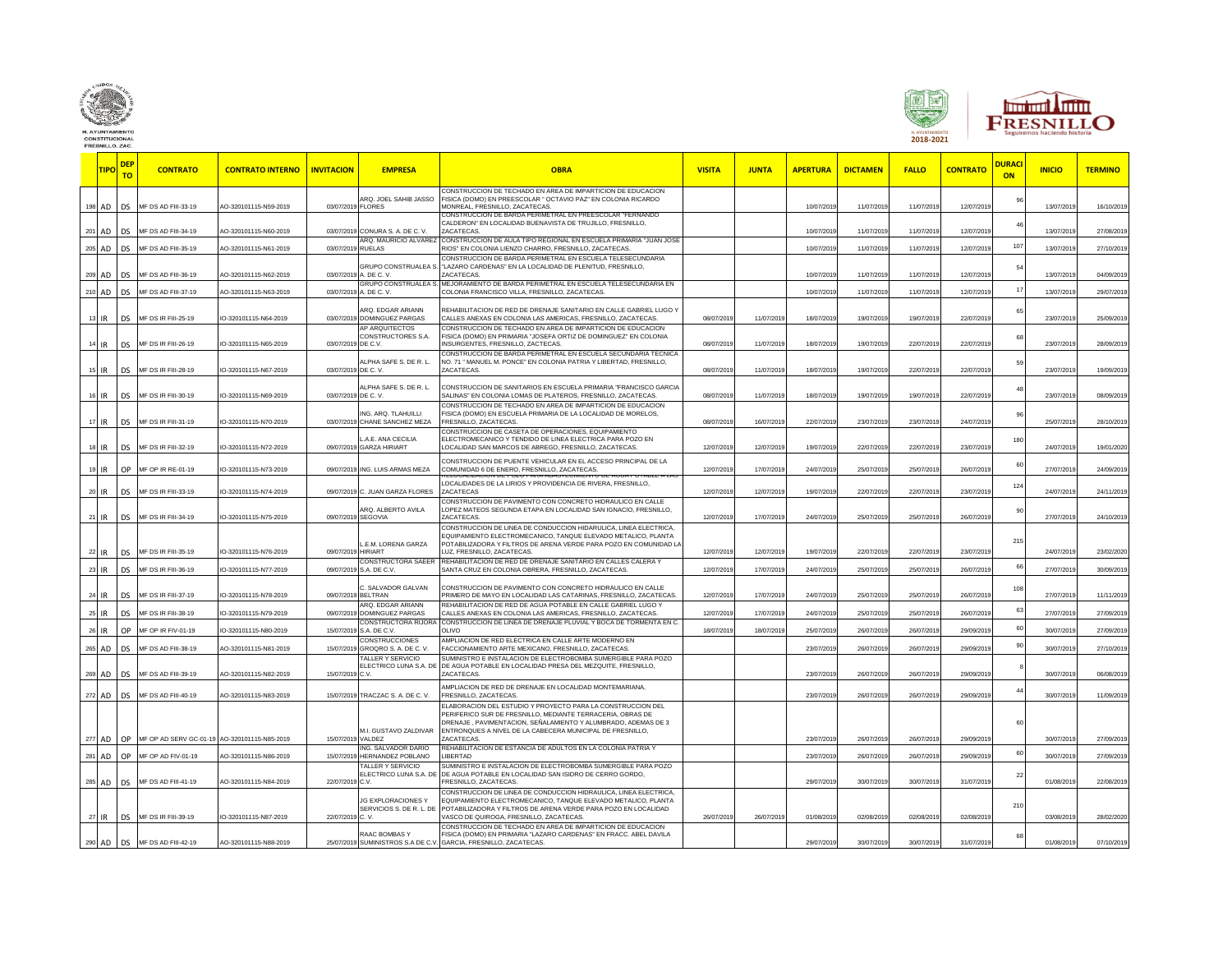| | TIPO | DEPTO | CONTRATO | CONTRATO INTERNO | INVITACION | EMPRESA | OBRA | VISITA | JUNTA | APERTURA | DICTAMEN | FALLO | CONTRATO | DURACION | INICIO | TERMINO |
|---|---|---|---|---|---|---|---|---|---|---|---|---|---|---|---|---|
| 198 | AD | DS | MF DS AD FIII-33-19 | AO-320101115-N59-2019 | 03/07/2019 | ARQ. JOEL SAHIB JASSO FLORES | CONSTRUCCION DE TECHADO EN AREA DE IMPARTICION DE EDUCACION FISICA (DOMO) EN PREESCOLAR " OCTAVIO PAZ" EN COLONIA RICARDO MONREAL, FRESNILLO, ZACATECAS. | | | 10/07/2019 | 11/07/2019 | 11/07/2019 | 12/07/2019 | 96 | 13/07/2019 | 16/10/2019 |
| 201 | AD | DS | MF DS AD FIII-34-19 | AO-320101115-N60-2019 | 03/07/2019 | CONURA S. A. DE C. V. | CONSTRUCCION DE BARDA PERIMETRAL EN PREESCOLAR "FERNANDO CALDERON" EN LOCALIDAD BUENAVISTA DE TRUJILLO, FRESNILLO, ZACATECAS. | | | 10/07/2019 | 11/07/2019 | 11/07/2019 | 12/07/2019 | 46 | 13/07/2019 | 27/08/2019 |
| 205 | AD | DS | MF DS AD FIII-35-19 | AO-320101115-N61-2019 | 03/07/2019 | ARQ. MAURICIO ALVAREZ RUELAS | CONSTRUCCION DE AULA TIPO REGIONAL EN ESCUELA PRIMARIA "JUAN JOSE RIOS" EN COLONIA LIENZO CHARRO, FRESNILLO, ZACATECAS. | | | 10/07/2019 | 11/07/2019 | 11/07/2019 | 12/07/2019 | 107 | 13/07/2019 | 27/10/2019 |
| 209 | AD | DS | MF DS AD FIII-36-19 | AO-320101115-N62-2019 | 03/07/2019 | GRUPO CONSTRUALEA S. A. DE C. V. | CONSTRUCCION DE BARDA PERIMETRAL EN ESCUELA TELESECUNDARIA "LAZARO CARDENAS" EN LA LOCALIDAD DE PLENITUD, FRESNILLO, ZACATECAS. | | | 10/07/2019 | 11/07/2019 | 11/07/2019 | 12/07/2019 | 54 | 13/07/2019 | 04/09/2019 |
| 210 | AD | DS | MF DS AD FIII-37-19 | AO-320101115-N63-2019 | 03/07/2019 | GRUPO CONSTRUALEA S. A. DE C. V. | MEJORAMIENTO DE BARDA PERIMETRAL EN ESCUELA TELESECUNDARIA EN COLONIA FRANCISCO VILLA, FRESNILLO, ZACATECAS. | | | 10/07/2019 | 11/07/2019 | 11/07/2019 | 12/07/2019 | 17 | 13/07/2019 | 29/07/2019 |
| 13 | IR | DS | MF DS IR FIII-25-19 | IO-320101115-N64-2019 | 03/07/2019 | ARQ. EDGAR ARIANN DOMINGUEZ PARGAS | REHABILITACION DE RED DE DRENAJE SANITARIO EN CALLE GABRIEL LUGO Y CALLES ANEXAS EN COLONIA LAS AMERICAS, FRESNILLO, ZACATECAS. | 08/07/2019 | 11/07/2019 | 18/07/2019 | 19/07/2019 | 19/07/2019 | 22/07/2019 | 65 | 23/07/2019 | 25/09/2019 |
| 14 | IR | DS | MF DS IR FIII-26-19 | IO-320101115-N65-2019 | 03/07/2019 | AP ARQUITECTOS CONSTRUCTORES S.A. DE C.V. | CONSTRUCCION DE TECHADO EN AREA DE IMPARTICION DE EDUCACION FISICA (DOMO) EN PRIMARIA "JOSEFA ORTIZ DE DOMINGUEZ" EN COLONIA INSURGENTES, FRESNILLO, ZACTECAS. | 08/07/2019 | 11/07/2019 | 18/07/2019 | 19/07/2019 | 22/07/2019 | 22/07/2019 | 68 | 23/07/2019 | 28/09/2019 |
| 15 | IR | DS | MF DS IR FIII-28-19 | IO-320101115-N67-2019 | 03/07/2019 | ALPHA SAFE S. DE R. L. DE C. V. | CONSTRUCCION DE BARDA PERIMETRAL EN ESCUELA SECUNDARIA TECNICA NO. 71 " MANUEL M. PONCE" EN COLONIA PATRIA Y LIBERTAD, FRESNILLO, ZACATECAS. | 08/07/2019 | 11/07/2019 | 18/07/2019 | 19/07/2019 | 22/07/2019 | 22/07/2019 | 59 | 23/07/2019 | 19/09/2019 |
| 16 | IR | DS | MF DS IR FIII-30-19 | IO-320101115-N69-2019 | 03/07/2019 | ALPHA SAFE S. DE R. L. DE C. V. | CONSTRUCCION DE SANITARIOS EN ESCUELA PRIMARIA "FRANCISCO GARCIA SALINAS" EN COLONIA LOMAS DE PLATEROS, FRESNILLO, ZACATECAS. | 08/07/2019 | 11/07/2019 | 18/07/2019 | 19/07/2019 | 19/07/2019 | 22/07/2019 | 48 | 23/07/2019 | 08/09/2019 |
| 17 | IR | DS | MF DS IR FIII-31-19 | IO-320101115-N70-2019 | 03/07/2019 | ING. ARQ. TLAHUILLI CHANE SANCHEZ MEZA | CONSTRUCCION DE TECHADO EN AREA DE IMPARTICION DE EDUCACION FISICA (DOMO) EN ESCUELA PRIMARIA DE LA LOCALIDAD DE MORELOS, FRESNILLO, ZACATECAS. | 08/07/2019 | 16/07/2019 | 22/07/2019 | 23/07/2019 | 23/07/2019 | 24/07/2019 | 96 | 25/07/2019 | 28/10/2019 |
| 18 | IR | DS | MF DS IR FIII-32-19 | IO-320101115-N72-2019 | 09/07/2019 | L.A.E. ANA CECILIA GARZA HIRIART | CONSTRUCCION DE CASETA DE OPERACIONES, EQUIPAMIENTO ELECTROMECANICO Y TENDIDO DE LINEA ELECTRICA PARA POZO EN LOCALIDAD SAN MARCOS DE ABREGO, FRESNILLO, ZACATECAS. | 12/07/2019 | 12/07/2019 | 19/07/2019 | 22/07/2019 | 22/07/2019 | 23/07/2019 | 180 | 24/07/2019 | 19/01/2020 |
| 19 | IR | OP | MF OP IR RE-01-19 | IO-320101115-N73-2019 | 09/07/2019 | ING. LUIS ARMAS MEZA | CONSTRUCCION DE PUENTE VEHICULAR EN EL ACCESO PRINCIPAL DE LA COMUNIDAD 6 DE ENERO, FRESNILLO, ZACATECAS. | 12/07/2019 | 17/07/2019 | 24/07/2019 | 25/07/2019 | 25/07/2019 | 26/07/2019 | 60 | 27/07/2019 | 24/09/2019 |
| 20 | IR | DS | MF DS IR FIII-33-19 | IO-320101115-N74-2019 | 09/07/2019 | C. JUAN GARZA FLORES | RELOCALIZACION DE POZO PARA ABASTECIMIENTO DE AGUA POTABLE A LAS LOCALIDADES DE LAS LIRIOS Y PROVIDENCIA DE RIVERA, FRESNILLO, ZACATECAS | 12/07/2019 | 12/07/2019 | 19/07/2019 | 22/07/2019 | 22/07/2019 | 23/07/2019 | 124 | 24/07/2019 | 24/11/2019 |
| 21 | IR | DS | MF DS IR FIII-34-19 | IO-320101115-N75-2019 | 09/07/2019 | ARQ. ALBERTO AVILA SEGOVIA | CONSTRUCCION DE PAVIMENTO CON CONCRETO HIDRAULICO EN CALLE LOPEZ MATEOS SEGUNDA ETAPA EN LOCALIDAD SAN IGNACIO, FRESNILLO, ZACATECAS. | 12/07/2019 | 17/07/2019 | 24/07/2019 | 25/07/2019 | 25/07/2019 | 26/07/2019 | 90 | 27/07/2019 | 24/10/2019 |
| 22 | IR | DS | MF DS IR FIII-35-19 | IO-320101115-N76-2019 | 09/07/2019 | L.E.M. LORENA GARZA HIRIART | CONSTRUCCION DE LINEA DE CONDUCCION HIDARULICA, LINEA ELECTRICA, EQUIPAMIENTO ELECTROMECANICO, TANQUE ELEVADO METALICO, PLANTA POTABILIZADORA Y FILTROS DE ARENA VERDE PARA POZO EN COMUNIDAD LA LUZ, FRESNILLO, ZACATECAS. | 12/07/2019 | 12/07/2019 | 19/07/2019 | 22/07/2019 | 22/07/2019 | 23/07/2019 | 215 | 24/07/2019 | 23/02/2020 |
| 23 | IR | DS | MF DS IR FIII-36-19 | IO-320101115-N77-2019 | 09/07/2019 | CONSTRUCTORA SAEER S.A. DE C.V. | REHABILITACION DE RED DE DRENAJE SANITARIO EN CALLES CALERA Y SANTA CRUZ EN COLONIA OBRERA, FRESNILLO, ZACATECAS. | 12/07/2019 | 17/07/2019 | 24/07/2019 | 25/07/2019 | 25/07/2019 | 26/07/2019 | 66 | 27/07/2019 | 30/09/2019 |
| 24 | IR | DS | MF DS IR FIII-37-19 | IO-320101115-N78-2019 | 09/07/2019 | C. SALVADOR GALVAN BELTRAN | CONSTRUCCION DE PAVIMENTO CON CONCRETO HIDRAULICO EN CALLE PRIMERO DE MAYO EN LOCALIDAD LAS CATARINAS, FRESNILLO, ZACATECAS. | 12/07/2019 | 17/07/2019 | 24/07/2019 | 25/07/2019 | 25/07/2019 | 26/07/2019 | 108 | 27/07/2019 | 11/11/2019 |
| 25 | IR | DS | MF DS IR FIII-38-19 | IO-320101115-N79-2019 | 09/07/2019 | ARQ. EDGAR ARIANN DOMINGUEZ PARGAS | REHABILITACION DE RED DE AGUA POTABLE EN CALLE GABRIEL LUGO Y CALLES ANEXAS EN COLONIA LAS AMERICAS, FRESNILLO, ZACATECAS. | 12/07/2019 | 17/07/2019 | 24/07/2019 | 25/07/2019 | 25/07/2019 | 26/07/2019 | 63 | 27/07/2019 | 27/09/2019 |
| 26 | IR | OP | MF OP IR FIV-01-19 | IO-320101115-N80-2019 | 15/07/2019 | CONSTRUCTORA RIJORA S.A. DE C.V. | CONSTRUCCION DE LINEA DE DRENAJE PLUVIAL Y BOCA DE TORMENTA EN C. OLIVO | 18/07/2019 | 18/07/2019 | 25/07/2019 | 26/07/2019 | 26/07/2019 | 29/09/2019 | 60 | 30/07/2019 | 27/09/2019 |
| 265 | AD | DS | MF DS AD FIII-38-19 | AO-320101115-N81-2019 | 15/07/2019 | CONSTRUCCIONES GROQRO S. A. DE C. V. | AMPLIACION DE RED ELECTRICA EN CALLE ARTE MODERNO EN FACCIONAMIENTO ARTE MEXICANO, FRESNILLO, ZACATECAS. | | | 23/07/2019 | 26/07/2019 | 26/07/2019 | 29/09/2019 | 90 | 30/07/2019 | 27/10/2019 |
| 269 | AD | DS | MF DS AD FIII-39-19 | AO-320101115-N82-2019 | 15/07/2019 | TALLER Y SERVICIO ELECTRICO LUNA S.A. DE C.V. | SUMINISTRO E INSTALACION DE ELECTROBOMBA SUMERGIBLE PARA POZO DE AGUA POTABLE EN LOCALIDAD PRESA DEL MEZQUITE, FRESNILLO, ZACATECAS. | | | 23/07/2019 | 26/07/2019 | 26/07/2019 | 29/09/2019 | 8 | 30/07/2019 | 06/08/2019 |
| 272 | AD | DS | MF DS AD FIII-40-19 | AO-320101115-N83-2019 | 15/07/2019 | TRACZAC S. A. DE C. V. | AMPLIACION DE RED DE DRENAJE EN LOCALIDAD MONTEMARIANA, FRESNILLO, ZACATECAS. | | | 23/07/2019 | 26/07/2019 | 26/07/2019 | 29/09/2019 | 44 | 30/07/2019 | 11/09/2019 |
| 277 | AD | OP | MF OP AD SERV GC-01-19 | AO-320101115-N85-2019 | 15/07/2019 | M.I. GUSTAVO ZALDIVAR VALDEZ | ELABORACION DEL ESTUDIO Y PROYECTO PARA LA CONSTRUCCION DEL PERIFERICO SUR DE FRESNILLO, MEDIANTE TERRACERIA, OBRAS DE DRENAJE , PAVIMENTACION, SEÑALAMIENTO Y ALUMBRADO, ADEMAS DE 3 ENTRONQUES A NIVEL DE LA CABECERA MUNICIPAL DE FRESNILLO, ZACATECAS. | | | 23/07/2019 | 26/07/2019 | 26/07/2019 | 29/09/2019 | 60 | 30/07/2019 | 27/09/2019 |
| 281 | AD | OP | MF OP AD FIV-01-19 | AO-320101115-N86-2019 | 15/07/2019 | ING. SALVADOR DARIO HERNANDEZ POBLANO | REHABILITACION DE ESTANCIA DE ADULTOS EN LA COLONIA PATRIA Y LIBERTAD | | | 23/07/2019 | 26/07/2019 | 26/07/2019 | 29/09/2019 | 60 | 30/07/2019 | 27/09/2019 |
| 285 | AD | DS | MF DS AD FIII-41-19 | AO-320101115-N84-2019 | 22/07/2019 | TALLER Y SERVICIO ELECTRICO LUNA S.A. DE C.V. | SUMINISTRO E INSTALACION DE ELECTROBOMBA SUMERGIBLE PARA POZO DE AGUA POTABLE EN LOCALIDAD SAN ISIDRO DE CERRO GORDO, FRESNILLO, ZACATECAS. | | | 29/07/2019 | 30/07/2019 | 30/07/2019 | 31/07/2019 | 22 | 01/08/2019 | 22/08/2019 |
| 27 | IR | DS | MF DS IR FIII-39-19 | IO-320101115-N87-2019 | 22/07/2019 | JG EXPLORACIONES Y SERVICIOS S. DE R. L. DE C. V. | CONSTRUCCION DE LINEA DE CONDUCCION HIDRAULICA, LINEA ELECTRICA, EQUIPAMIENTO ELECTROMECANICO, TANQUE ELEVADO METALICO, PLANTA POTABILIZADORA Y FILTROS DE ARENA VERDE PARA POZO EN LOCALIDAD VASCO DE QUIROGA, FRESNILLO, ZACATECAS. | 26/07/2019 | 26/07/2019 | 01/08/2019 | 02/08/2019 | 02/08/2019 | 02/08/2019 | 210 | 03/08/2019 | 28/02/2020 |
| 290 | AD | DS | MF DS AD FIII-42-19 | AO-320101115-N88-2019 | 25/07/2019 | RAAC BOMBAS Y SUMINISTROS S.A DE C.V. | CONSTRUCCION DE TECHADO EN AREA DE IMPARTICION DE EDUCACION FISICA (DOMO) EN PRIMARIA "LAZARO CARDENAS" EN FRACC. ABEL DAVILA GARCIA, FRESNILLO, ZACATECAS. | | | 29/07/2019 | 30/07/2019 | 30/07/2019 | 31/07/2019 | 68 | 01/08/2019 | 07/10/2019 |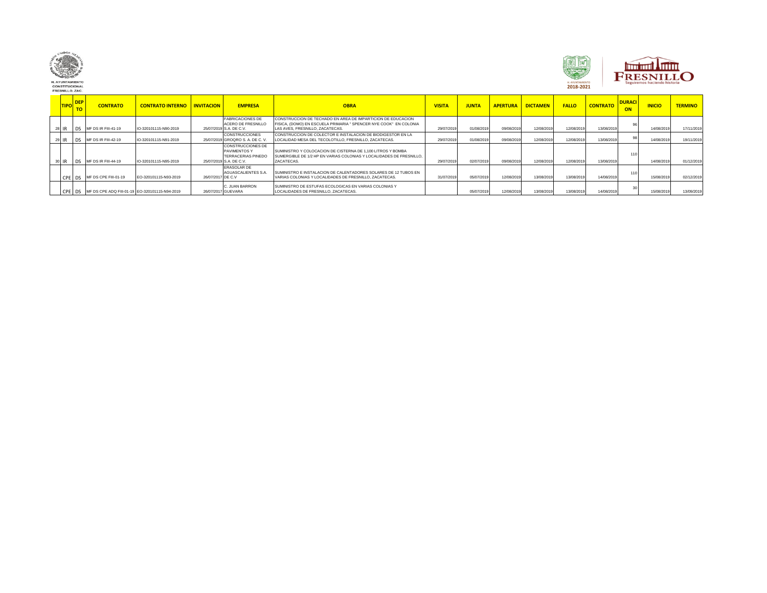H. AYUNTAMIENTO CONSTITUCIONAL FRESNILLO, ZAC.

H. AYUNTAMIENTO 2018-2021

FRESNILLO Seguiremos haciendo historia

| | TIPO | DEPTO | CONTRATO | CONTRATO INTERNO | INVITACION | EMPRESA | OBRA | VISITA | JUNTA | APERTURA | DICTAMEN | FALLO | CONTRATO | DURACION | INICIO | TERMINO |
|---|---|---|---|---|---|---|---|---|---|---|---|---|---|---|---|---|
| 28 | IR | DS | MF DS IR FIII-41-19 | IO-320101115-N90-2019 | 25/07/2019 | FABRICACIONES DE ACERO DE FRESNILLO S.A. DE C.V. | CONSTRUCCION DE TECHADO EN AREA DE IMPARTICION DE EDUCACION FISICA, (DOMO) EN ESCUELA PRIMARIA " SPENCER NYE COOK" EN COLONIA LAS AVES, FRESNILLO, ZACATECAS. | 29/07/2019 | 01/08/2019 | 09/08/2019 | 12/08/2019 | 12/08/2019 | 13/08/2019 | 96 | 14/08/2019 | 17/11/2019 |
| 29 | IR | DS | MF DS IR FIII-42-19 | IO-320101115-N91-2019 | 25/07/2019 | CONSTRUCCIONES GROQRO S. A. DE C. V. | CONSTRUCCION DE COLECTOR E INSTALACION DE BIODIGESTOR EN LA LOCALIDAD MESA DEL TECOLOTILLO, FRESNILLO, ZACATECAS. | 29/07/2019 | 01/08/2019 | 09/08/2019 | 12/08/2019 | 12/08/2019 | 13/08/2019 | 98 | 14/08/2019 | 19/11/2019 |
| 30 | IR | DS | MF DS IR FIII-44-19 | IO-320101115-N95-2019 | 25/07/2019 | CONSTRUCCIONES DE PAVIMENTOS Y TERRACERIAS PINEDO S.A. DE C.V. | SUMINISTRO Y COLOCACION DE CISTERNA DE 1,100 LITROS Y BOMBA SUMERGIBLE DE 1/2 HP EN VARIAS COLONIAS Y LOCALIDADES DE FRESNILLO, ZACATECAS. | 29/07/2019 | 02/07/2019 | 09/08/2019 | 12/08/2019 | 12/08/2019 | 13/08/2019 | 110 | 14/08/2019 | 01/12/2019 |
| | CPE | DS | MF DS CPE FIII-01-19 | EO-320101115-N93-2019 | 26/07/2017 | ERASOLAR DE AGUASCALIENTES S.A. DE C.V | SUMINISTRO E INSTALACION DE CALENTADORES SOLARES DE 12 TUBOS EN VARIAS COLONIAS Y LOCALIDADES DE FRESNILLO, ZACATECAS. | 31/07/2019 | 05/07/2019 | 12/08/2019 | 13/08/2019 | 13/08/2019 | 14/08/2019 | 110 | 15/08/2019 | 02/12/2019 |
| | CPE | DS | MF DS CPE ADQ FIII-01-19 | EO-320101115-N94-2019 | 26/07/2017 | C. JUAN BARRON GUEVARA | SUMINISTRO DE ESTUFAS ECOLOGICAS EN VARIAS COLONIAS Y LOCALIDADES DE FRESNILLO, ZACATECAS. | | 05/07/2019 | 12/08/2019 | 13/08/2019 | 13/08/2019 | 14/08/2019 | 30 | 15/08/2019 | 13/09/2019 |